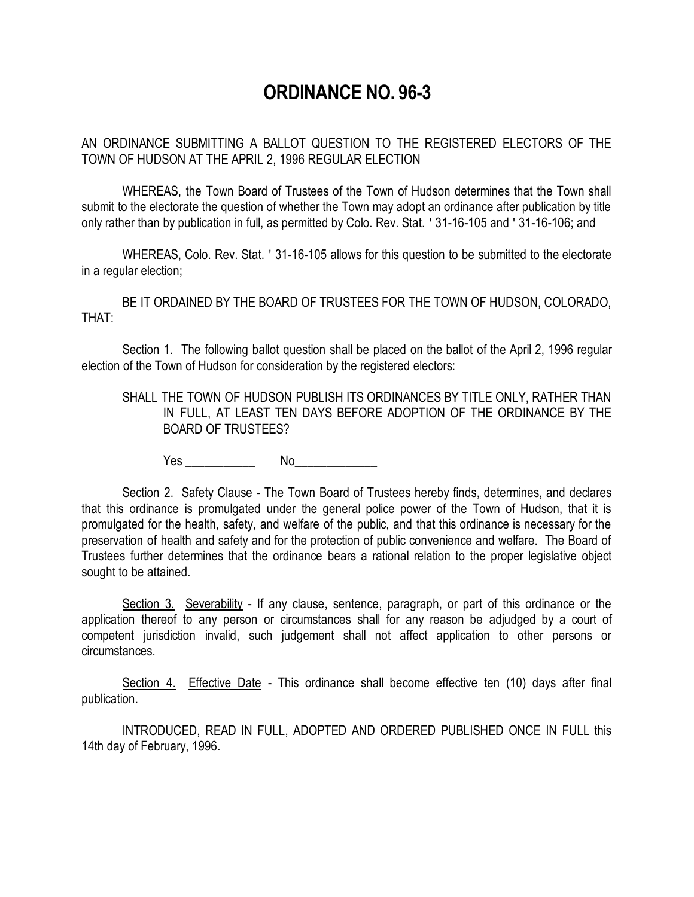# ORDINANCE NO. 96-3

AN ORDINANCE SUBMITTING A BALLOT QUESTION TO THE REGISTERED ELECTORS OF THE TOWN OF HUDSON AT THE APRIL 2, 1996 REGULAR ELECTION

WHEREAS, the Town Board of Trustees of the Town of Hudson determines that the Town shall submit to the electorate the question of whether the Town may adopt an ordinance after publication by title only rather than by publication in full, as permitted by Colo. Rev. Stat. ' 31-16-105 and ' 31-16-106; and

WHEREAS, Colo. Rev. Stat. ' 31-16-105 allows for this question to be submitted to the electorate in a regular election;

BE IT ORDAINED BY THE BOARD OF TRUSTEES FOR THE TOWN OF HUDSON, COLORADO, THAT:

Section 1. The following ballot question shall be placed on the ballot of the April 2, 1996 regular election of the Town of Hudson for consideration by the registered electors:

> SHALL THE TOWN OF HUDSON PUBLISH ITS ORDINANCES BY TITLE ONLY, RATHER THAN IN FULL, AT LEAST TEN DAYS BEFORE ADOPTION OF THE ORDINANCE BY THE BOARD OF TRUSTEES?
>
> Yes ___________ No_____________

Section 2. Safety Clause - The Town Board of Trustees hereby finds, determines, and declares that this ordinance is promulgated under the general police power of the Town of Hudson, that it is promulgated for the health, safety, and welfare of the public, and that this ordinance is necessary for the preservation of health and safety and for the protection of public convenience and welfare. The Board of Trustees further determines that the ordinance bears a rational relation to the proper legislative object sought to be attained.

Section 3. Severability - If any clause, sentence, paragraph, or part of this ordinance or the application thereof to any person or circumstances shall for any reason be adjudged by a court of competent jurisdiction invalid, such judgement shall not affect application to other persons or circumstances.

Section 4. Effective Date - This ordinance shall become effective ten (10) days after final publication.

INTRODUCED, READ IN FULL, ADOPTED AND ORDERED PUBLISHED ONCE IN FULL this 14th day of February, 1996.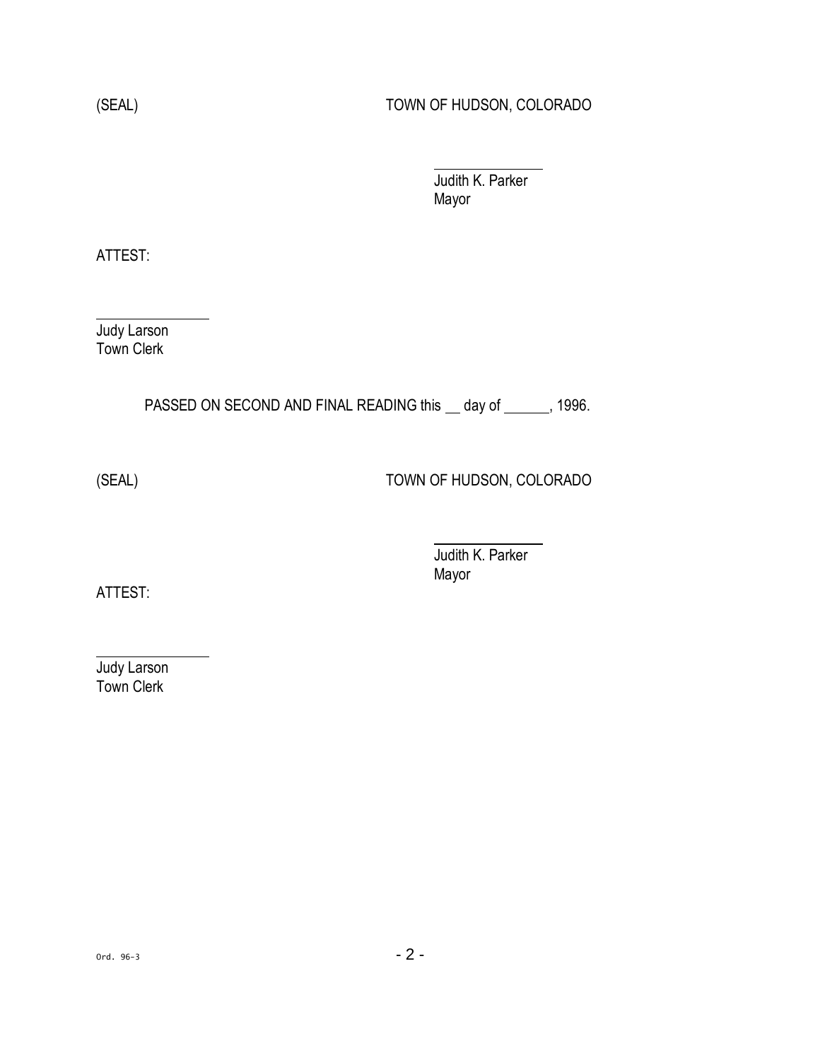(SEAL) TOWN OF HUDSON, COLORADO

\_\_\_\_\_\_\_\_\_\_\_\_\_\_\_\_
Judith K. Parker
Mayor

ATTEST:

\_\_\_\_\_\_\_\_\_\_\_\_\_\_\_\_
Judy Larson
Town Clerk

PASSED ON SECOND AND FINAL READING this __ day of ______, 1996.

(SEAL) TOWN OF HUDSON, COLORADO

\_\_\_\_\_\_\_\_\_\_\_\_\_\_\_\_
Judith K. Parker
Mayor

ATTEST:

\_\_\_\_\_\_\_\_\_\_\_\_\_\_\_\_
Judy Larson
Town Clerk

Ord. 96-3